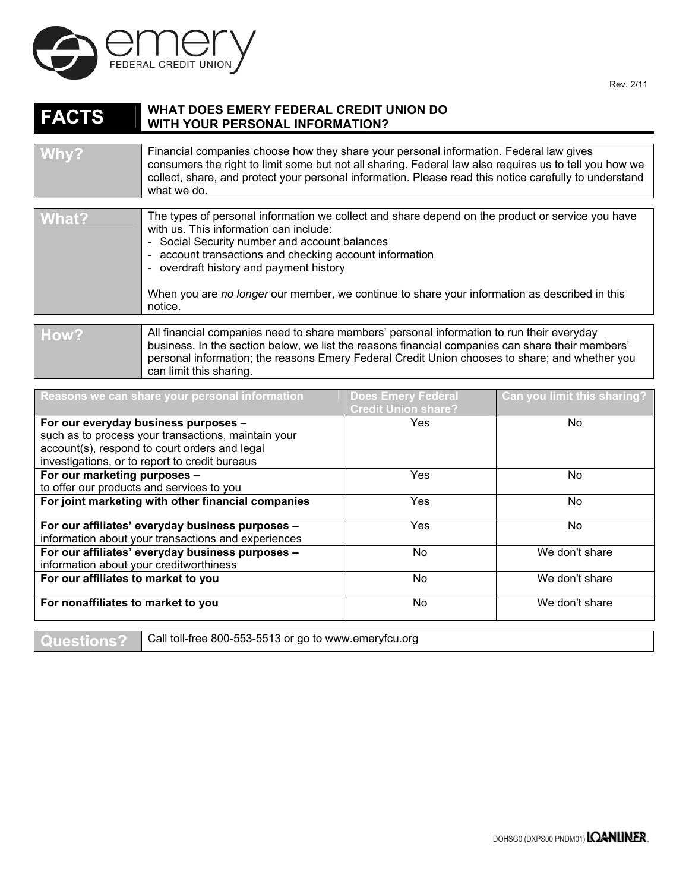emery
FEDERAL CREDIT UNION

Rev. 2/11

# FACTS — WHAT DOES EMERY FEDERAL CREDIT UNION DO WITH YOUR PERSONAL INFORMATION?

| | |
|---|---|
| **Why?** | Financial companies choose how they share your personal information. Federal law gives consumers the right to limit some but not all sharing. Federal law also requires us to tell you how we collect, share, and protect your personal information. Please read this notice carefully to understand what we do. |

| | |
|---|---|
| **What?** | The types of personal information we collect and share depend on the product or service you have with us. This information can include:<br>- Social Security number and account balances<br>- account transactions and checking account information<br>- overdraft history and payment history<br><br>When you are *no longer* our member, we continue to share your information as described in this notice. |

| | |
|---|---|
| **How?** | All financial companies need to share members' personal information to run their everyday business. In the section below, we list the reasons financial companies can share their members' personal information; the reasons Emery Federal Credit Union chooses to share; and whether you can limit this sharing. |

| Reasons we can share your personal information | Does Emery Federal Credit Union share? | Can you limit this sharing? |
|---|---|---|
| **For our everyday business purposes –** such as to process your transactions, maintain your account(s), respond to court orders and legal investigations, or to report to credit bureaus | Yes | No |
| **For our marketing purposes –** to offer our products and services to you | Yes | No |
| **For joint marketing with other financial companies** | Yes | No |
| **For our affiliates' everyday business purposes –** information about your transactions and experiences | Yes | No |
| **For our affiliates' everyday business purposes –** information about your creditworthiness | No | We don't share |
| **For our affiliates to market to you** | No | We don't share |
| **For nonaffiliates to market to you** | No | We don't share |

| | |
|---|---|
| **Questions?** | Call toll-free 800-553-5513 or go to www.emeryfcu.org |

DOHSG0 (DXPS00 PNDM01) LOANLINER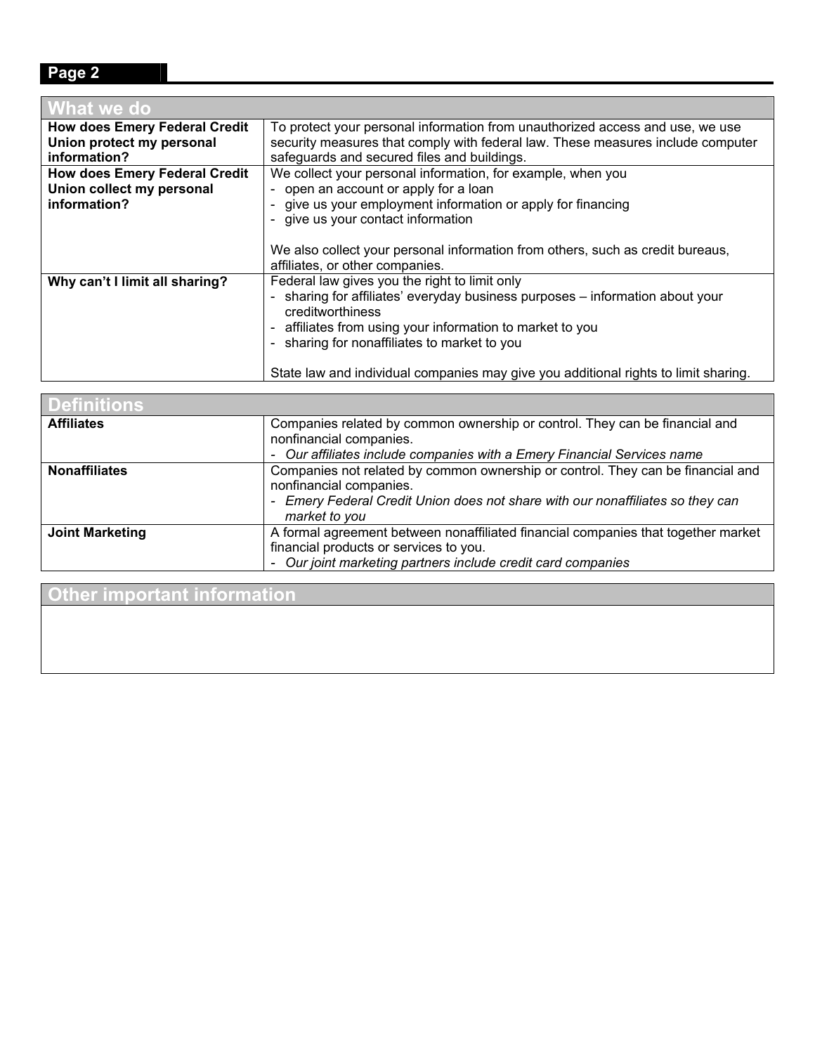| What we do | |
|---|---|
| **How does Emery Federal Credit Union protect my personal information?** | To protect your personal information from unauthorized access and use, we use security measures that comply with federal law. These measures include computer safeguards and secured files and buildings. |
| **How does Emery Federal Credit Union collect my personal information?** | We collect your personal information, for example, when you<br>- open an account or apply for a loan<br>- give us your employment information or apply for financing<br>- give us your contact information<br><br>We also collect your personal information from others, such as credit bureaus, affiliates, or other companies. |
| **Why can't I limit all sharing?** | Federal law gives you the right to limit only<br>- sharing for affiliates' everyday business purposes – information about your creditworthiness<br>- affiliates from using your information to market to you<br>- sharing for nonaffiliates to market to you<br><br>State law and individual companies may give you additional rights to limit sharing. |

| Definitions | |
|---|---|
| **Affiliates** | Companies related by common ownership or control. They can be financial and nonfinancial companies.<br>- *Our affiliates include companies with a Emery Financial Services name* |
| **Nonaffiliates** | Companies not related by common ownership or control. They can be financial and nonfinancial companies.<br>- *Emery Federal Credit Union does not share with our nonaffiliates so they can market to you* |
| **Joint Marketing** | A formal agreement between nonaffiliated financial companies that together market financial products or services to you.<br>- *Our joint marketing partners include credit card companies* |

| Other important information |
|---|
| |